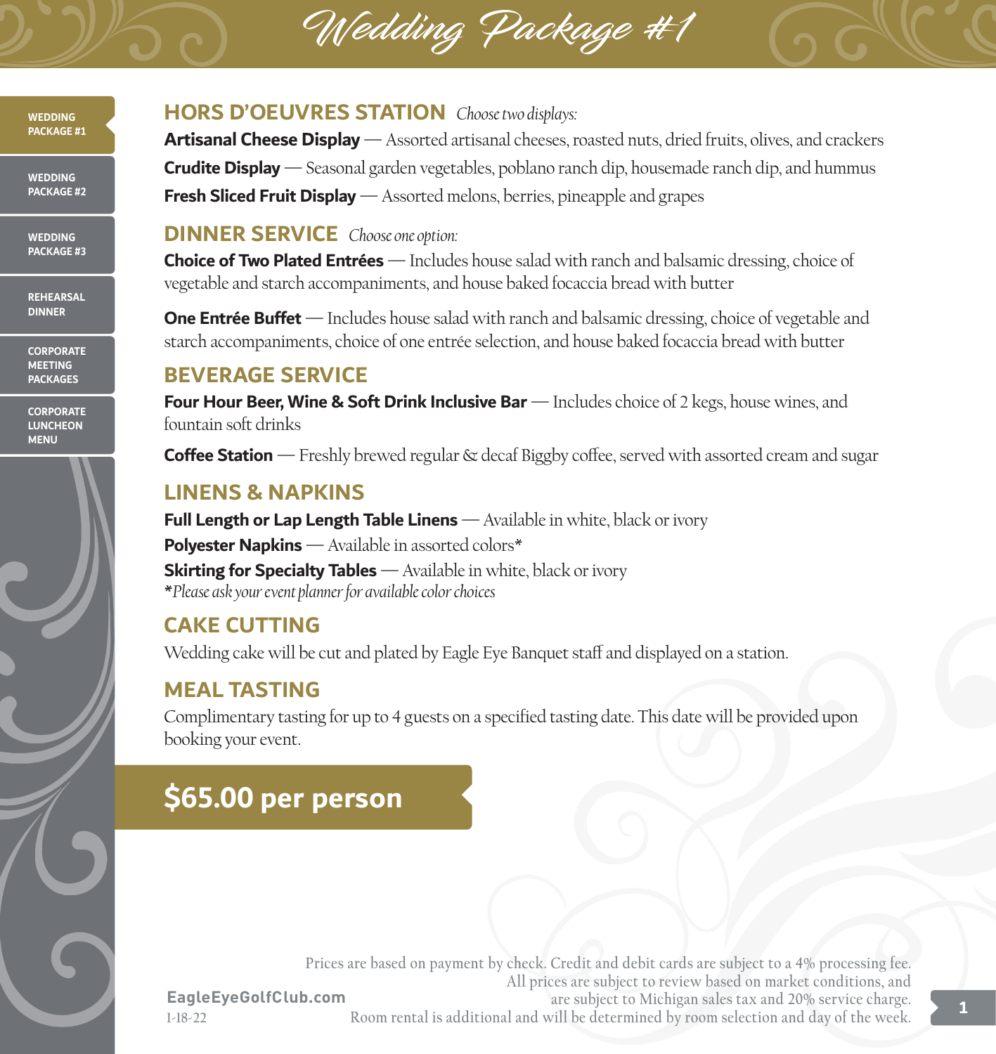# Wedding Package #1

- WEDDING PACKAGE #1
- WEDDING PACKAGE #2
- WEDDING PACKAGE #3
- REHEARSAL DINNER
- CORPORATE MEETING PACKAGES
- CORPORATE LUNCHEON MENU

## HORS D'OEUVRES STATION *Choose two displays:*

**Artisanal Cheese Display** — Assorted artisanal cheeses, roasted nuts, dried fruits, olives, and crackers

**Crudite Display** — Seasonal garden vegetables, poblano ranch dip, housemade ranch dip, and hummus

**Fresh Sliced Fruit Display** — Assorted melons, berries, pineapple and grapes

## DINNER SERVICE *Choose one option:*

**Choice of Two Plated Entrées** — Includes house salad with ranch and balsamic dressing, choice of vegetable and starch accompaniments, and house baked focaccia bread with butter

**One Entrée Buffet** — Includes house salad with ranch and balsamic dressing, choice of vegetable and starch accompaniments, choice of one entrée selection, and house baked focaccia bread with butter

## BEVERAGE SERVICE

**Four Hour Beer, Wine & Soft Drink Inclusive Bar** — Includes choice of 2 kegs, house wines, and fountain soft drinks

**Coffee Station** — Freshly brewed regular & decaf Biggby coffee, served with assorted cream and sugar

## LINENS & NAPKINS

**Full Length or Lap Length Table Linens** — Available in white, black or ivory

**Polyester Napkins** — Available in assorted colors*

**Skirting for Specialty Tables** — Available in white, black or ivory

**Please ask your event planner for available color choices*

## CAKE CUTTING

Wedding cake will be cut and plated by Eagle Eye Banquet staff and displayed on a station.

## MEAL TASTING

Complimentary tasting for up to 4 guests on a specified tasting date. This date will be provided upon booking your event.

## $65.00 per person

Prices are based on payment by check. Credit and debit cards are subject to a 4% processing fee. All prices are subject to review based on market conditions, and are subject to Michigan sales tax and 20% service charge. Room rental is additional and will be determined by room selection and day of the week.

EagleEyeGolfClub.com

1-18-22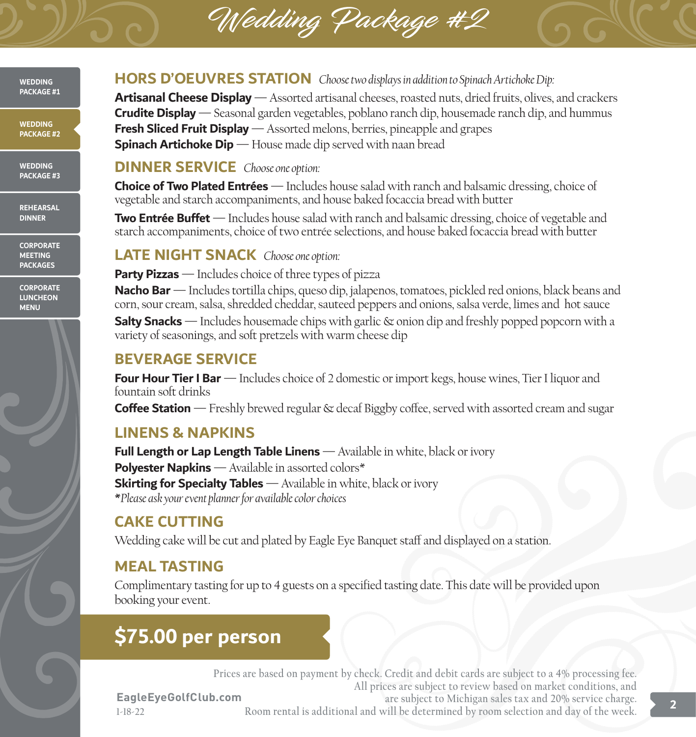# Wedding Package #2

## HORS D'OEUVRES STATION *Choose two displays in addition to Spinach Artichoke Dip:*

**Artisanal Cheese Display** — Assorted artisanal cheeses, roasted nuts, dried fruits, olives, and crackers
**Crudite Display** — Seasonal garden vegetables, poblano ranch dip, housemade ranch dip, and hummus
**Fresh Sliced Fruit Display** — Assorted melons, berries, pineapple and grapes
**Spinach Artichoke Dip** — House made dip served with naan bread

## DINNER SERVICE *Choose one option:*

**Choice of Two Plated Entrées** — Includes house salad with ranch and balsamic dressing, choice of vegetable and starch accompaniments, and house baked focaccia bread with butter

**Two Entrée Buffet** — Includes house salad with ranch and balsamic dressing, choice of vegetable and starch accompaniments, choice of two entrée selections, and house baked focaccia bread with butter

## LATE NIGHT SNACK *Choose one option:*

**Party Pizzas** — Includes choice of three types of pizza

**Nacho Bar** — Includes tortilla chips, queso dip, jalapenos, tomatoes, pickled red onions, black beans and corn, sour cream, salsa, shredded cheddar, sauteed peppers and onions, salsa verde, limes and hot sauce

**Salty Snacks** — Includes housemade chips with garlic & onion dip and freshly popped popcorn with a variety of seasonings, and soft pretzels with warm cheese dip

## BEVERAGE SERVICE

**Four Hour Tier I Bar** — Includes choice of 2 domestic or import kegs, house wines, Tier I liquor and fountain soft drinks

**Coffee Station** — Freshly brewed regular & decaf Biggby coffee, served with assorted cream and sugar

## LINENS & NAPKINS

**Full Length or Lap Length Table Linens** — Available in white, black or ivory
**Polyester Napkins** — Available in assorted colors*
**Skirting for Specialty Tables** — Available in white, black or ivory
*\*Please ask your event planner for available color choices*

## CAKE CUTTING

Wedding cake will be cut and plated by Eagle Eye Banquet staff and displayed on a station.

## MEAL TASTING

Complimentary tasting for up to 4 guests on a specified tasting date. This date will be provided upon booking your event.

## $75.00 per person

Prices are based on payment by check. Credit and debit cards are subject to a 4% processing fee. All prices are subject to review based on market conditions, and are subject to Michigan sales tax and 20% service charge. Room rental is additional and will be determined by room selection and day of the week.

EagleEyeGolfClub.com
1-18-22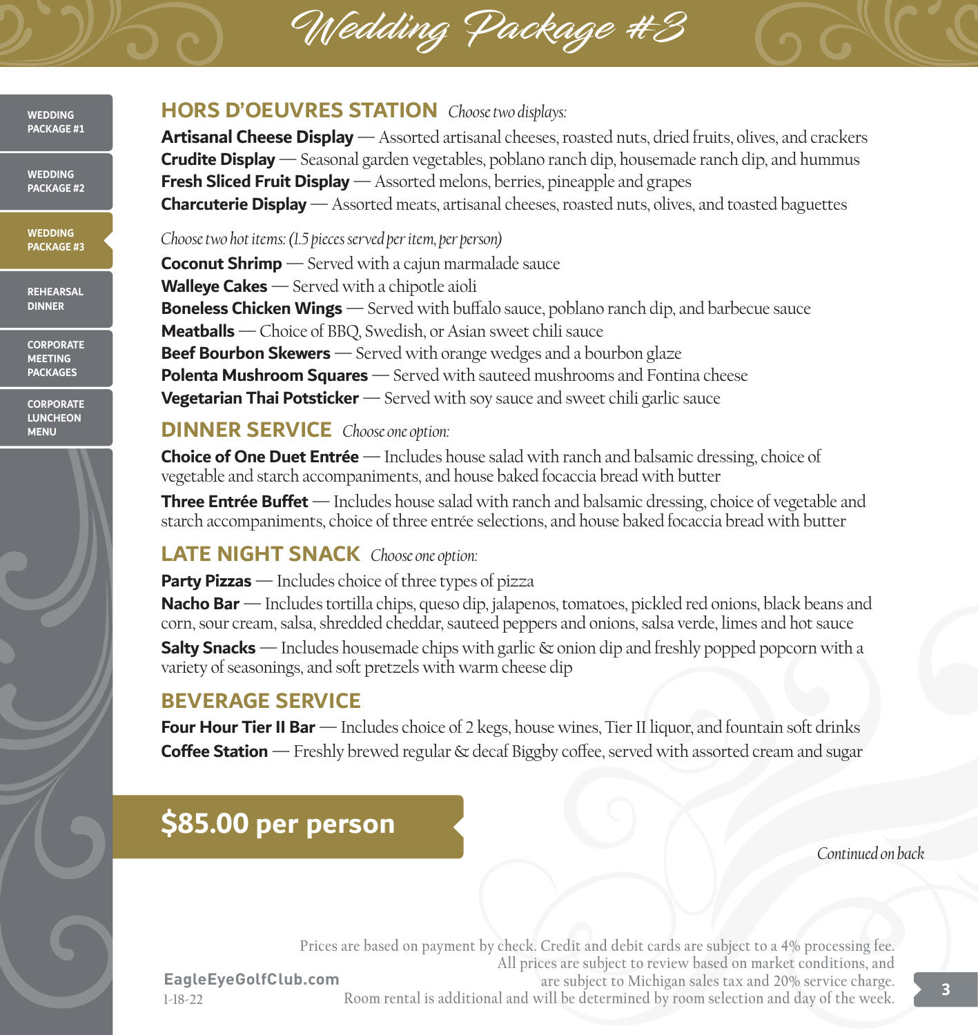# Wedding Package #3

## HORS D'OEUVRES STATION *Choose two displays:*

**Artisanal Cheese Display** — Assorted artisanal cheeses, roasted nuts, dried fruits, olives, and crackers
**Crudite Display** — Seasonal garden vegetables, poblano ranch dip, housemade ranch dip, and hummus
**Fresh Sliced Fruit Display** — Assorted melons, berries, pineapple and grapes
**Charcuterie Display** — Assorted meats, artisanal cheeses, roasted nuts, olives, and toasted baguettes

*Choose two hot items: (1.5 pieces served per item, per person)*

**Coconut Shrimp** — Served with a cajun marmalade sauce
**Walleye Cakes** — Served with a chipotle aioli
**Boneless Chicken Wings** — Served with buffalo sauce, poblano ranch dip, and barbecue sauce
**Meatballs** — Choice of BBQ, Swedish, or Asian sweet chili sauce
**Beef Bourbon Skewers** — Served with orange wedges and a bourbon glaze
**Polenta Mushroom Squares** — Served with sauteed mushrooms and Fontina cheese
**Vegetarian Thai Potsticker** — Served with soy sauce and sweet chili garlic sauce

## DINNER SERVICE *Choose one option:*

**Choice of One Duet Entrée** — Includes house salad with ranch and balsamic dressing, choice of vegetable and starch accompaniments, and house baked focaccia bread with butter

**Three Entrée Buffet** — Includes house salad with ranch and balsamic dressing, choice of vegetable and starch accompaniments, choice of three entrée selections, and house baked focaccia bread with butter

## LATE NIGHT SNACK *Choose one option:*

**Party Pizzas** — Includes choice of three types of pizza

**Nacho Bar** — Includes tortilla chips, queso dip, jalapenos, tomatoes, pickled red onions, black beans and corn, sour cream, salsa, shredded cheddar, sauteed peppers and onions, salsa verde, limes and hot sauce

**Salty Snacks** — Includes housemade chips with garlic & onion dip and freshly popped popcorn with a variety of seasonings, and soft pretzels with warm cheese dip

## BEVERAGE SERVICE

**Four Hour Tier II Bar** — Includes choice of 2 kegs, house wines, Tier II liquor, and fountain soft drinks
**Coffee Station** — Freshly brewed regular & decaf Biggby coffee, served with assorted cream and sugar

## $85.00 per person

*Continued on back*

Prices are based on payment by check. Credit and debit cards are subject to a 4% processing fee. All prices are subject to review based on market conditions, and are subject to Michigan sales tax and 20% service charge. Room rental is additional and will be determined by room selection and day of the week.

EagleEyeGolfClub.com
1-18-22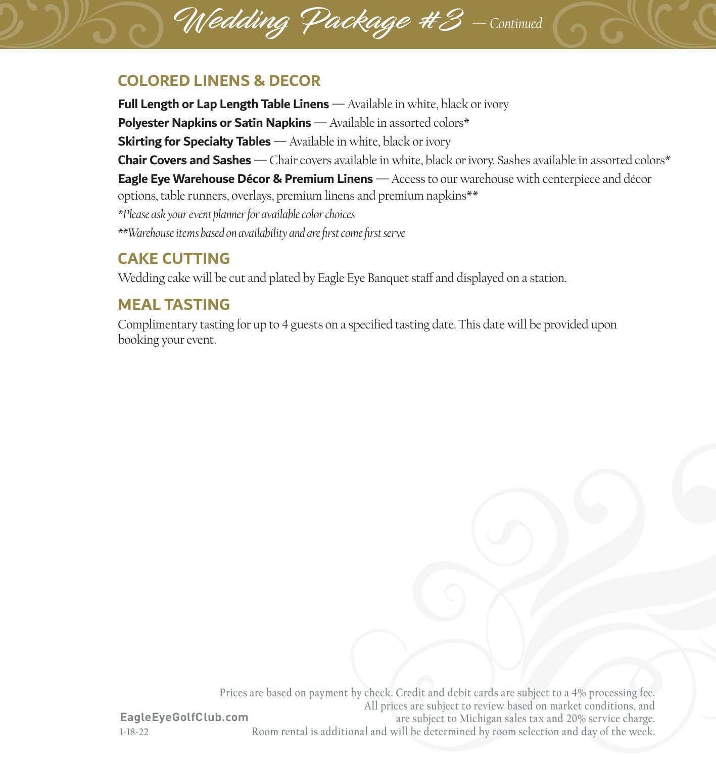# Wedding Package #3 — *Continued*

## COLORED LINENS & DECOR

**Full Length or Lap Length Table Linens** — Available in white, black or ivory

**Polyester Napkins or Satin Napkins** — Available in assorted colors*

**Skirting for Specialty Tables** — Available in white, black or ivory

**Chair Covers and Sashes** — Chair covers available in white, black or ivory. Sashes available in assorted colors*

**Eagle Eye Warehouse Décor & Premium Linens** — Access to our warehouse with centerpiece and décor options, table runners, overlays, premium linens and premium napkins**

*\*Please ask your event planner for available color choices*

*\*\*Warehouse items based on availability and are first come first serve*

## CAKE CUTTING

Wedding cake will be cut and plated by Eagle Eye Banquet staff and displayed on a station.

## MEAL TASTING

Complimentary tasting for up to 4 guests on a specified tasting date. This date will be provided upon booking your event.

Prices are based on payment by check. Credit and debit cards are subject to a 4% processing fee. All prices are subject to review based on market conditions, and are subject to Michigan sales tax and 20% service charge. Room rental is additional and will be determined by room selection and day of the week.

EagleEyeGolfClub.com

1-18-22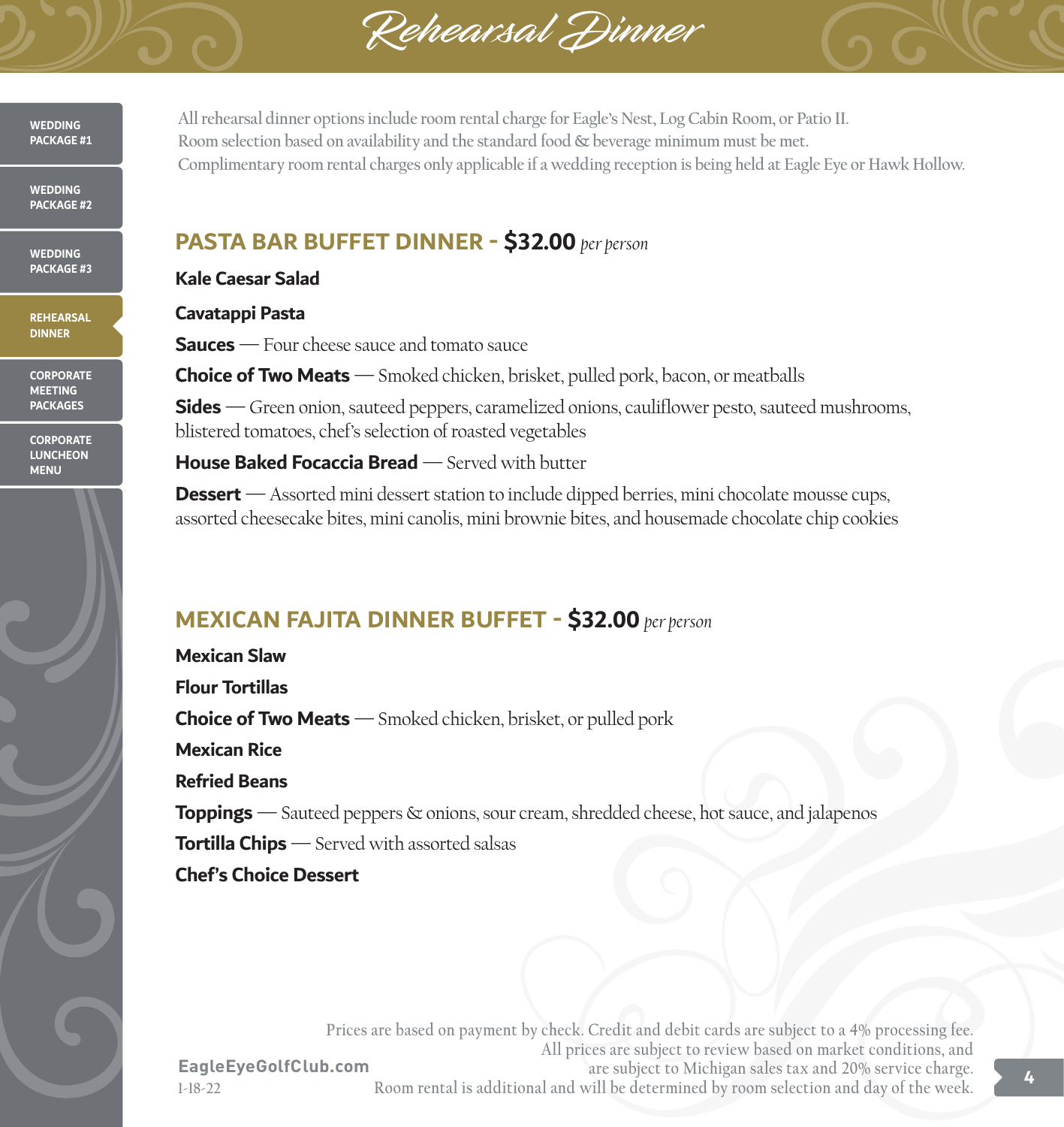# Rehearsal Dinner

All rehearsal dinner options include room rental charge for Eagle's Nest, Log Cabin Room, or Patio II.
Room selection based on availability and the standard food & beverage minimum must be met.
Complimentary room rental charges only applicable if a wedding reception is being held at Eagle Eye or Hawk Hollow.

## PASTA BAR BUFFET DINNER - $32.00 *per person*

**Kale Caesar Salad**

**Cavatappi Pasta**

**Sauces** — Four cheese sauce and tomato sauce

**Choice of Two Meats** — Smoked chicken, brisket, pulled pork, bacon, or meatballs

**Sides** — Green onion, sauteed peppers, caramelized onions, cauliflower pesto, sauteed mushrooms, blistered tomatoes, chef's selection of roasted vegetables

**House Baked Focaccia Bread** — Served with butter

**Dessert** — Assorted mini dessert station to include dipped berries, mini chocolate mousse cups, assorted cheesecake bites, mini canolis, mini brownie bites, and housemade chocolate chip cookies

## MEXICAN FAJITA DINNER BUFFET - $32.00 *per person*

**Mexican Slaw**

**Flour Tortillas**

**Choice of Two Meats** — Smoked chicken, brisket, or pulled pork

**Mexican Rice**

**Refried Beans**

**Toppings** — Sauteed peppers & onions, sour cream, shredded cheese, hot sauce, and jalapenos

**Tortilla Chips** — Served with assorted salsas

**Chef's Choice Dessert**

Prices are based on payment by check. Credit and debit cards are subject to a 4% processing fee.
All prices are subject to review based on market conditions, and are subject to Michigan sales tax and 20% service charge.
Room rental is additional and will be determined by room selection and day of the week.

EagleEyeGolfClub.com
1-18-22